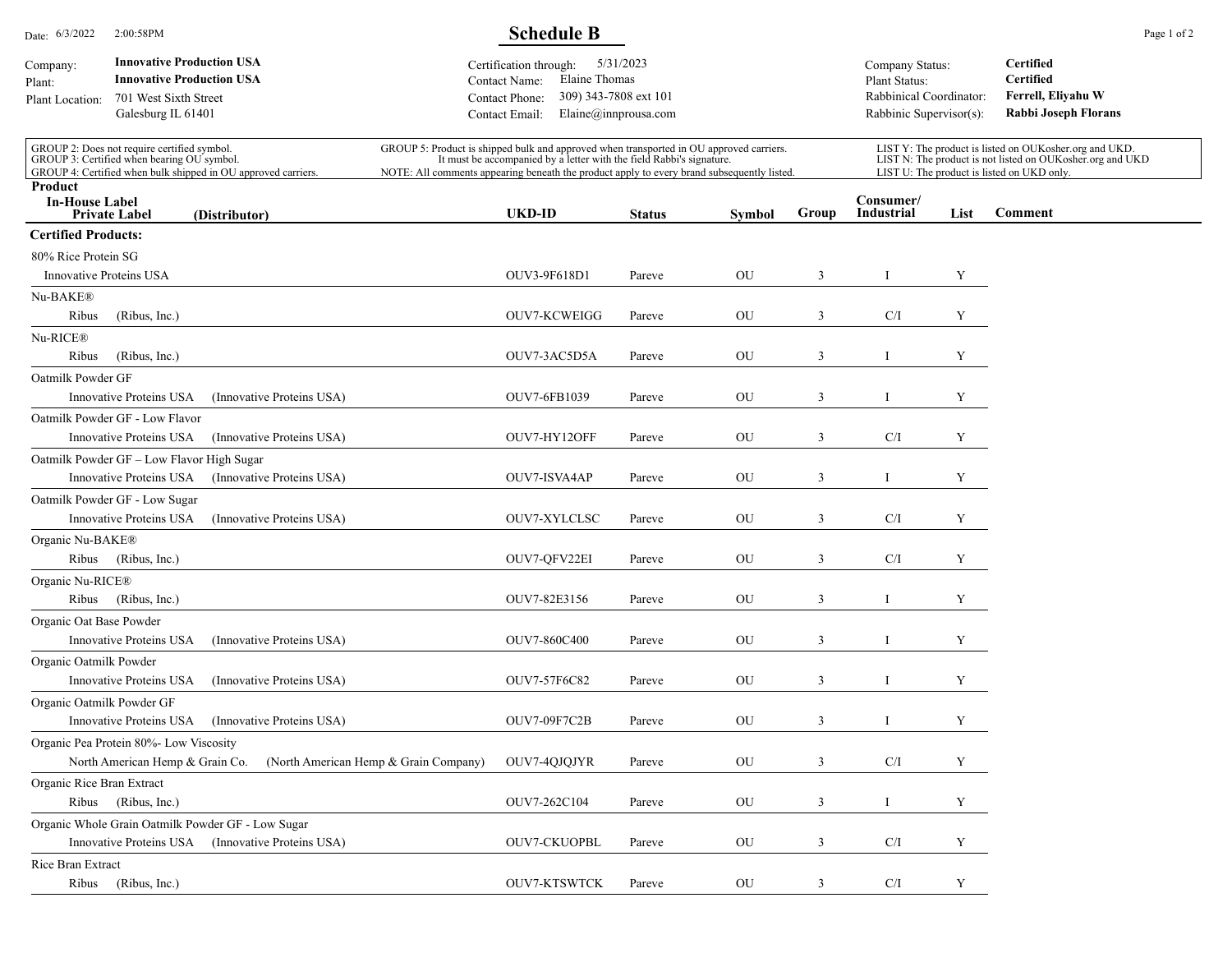Date: 6/3/2022 2:00:58PM

# Schedule B

| | | | | | |
|---|---|---|---|---|---|
| Company: | **Innovative Production USA** | Certification through: | 5/31/2023 | Company Status: | **Certified** |
| Plant: | **Innovative Production USA** | Contact Name: | Elaine Thomas | Plant Status: | **Certified** |
| Plant Location: | 701 West Sixth Street<br>Galesburg IL 61401 | Contact Phone: | 309) 343-7808 ext 101 | Rabbinical Coordinator: | **Ferrell, Eliyahu W** |
| | | Contact Email: | Elaine@innprousa.com | Rabbinic Supervisor(s): | **Rabbi Joseph Florans** |

GROUP 2: Does not require certified symbol.
GROUP 3: Certified when bearing OU symbol.
GROUP 4: Certified when bulk shipped in OU approved carriers.

GROUP 5: Product is shipped bulk and approved when transported in OU approved carriers. It must be accompanied by a letter with the field Rabbi's signature.
NOTE: All comments appearing beneath the product apply to every brand subsequently listed.

LIST Y: The product is listed on OUKosher.org and UKD.
LIST N: The product is not listed on OUKosher.org and UKD
LIST U: The product is listed on UKD only.

| Product / In-House Label / Private Label (Distributor) | UKD-ID | Status | Symbol | Group | Consumer/ Industrial | List | Comment |
|---|---|---|---|---|---|---|---|
| **Certified Products:** | | | | | | | |
| 80% Rice Protein SG | | | | | | | |
| Innovative Proteins USA | OUV3-9F618D1 | Pareve | OU | 3 | I | Y | |
| Nu-BAKE® | | | | | | | |
| Ribus (Ribus, Inc.) | OUV7-KCWEIGG | Pareve | OU | 3 | C/I | Y | |
| Nu-RICE® | | | | | | | |
| Ribus (Ribus, Inc.) | OUV7-3AC5D5A | Pareve | OU | 3 | I | Y | |
| Oatmilk Powder GF | | | | | | | |
| Innovative Proteins USA (Innovative Proteins USA) | OUV7-6FB1039 | Pareve | OU | 3 | I | Y | |
| Oatmilk Powder GF - Low Flavor | | | | | | | |
| Innovative Proteins USA (Innovative Proteins USA) | OUV7-HY12OFF | Pareve | OU | 3 | C/I | Y | |
| Oatmilk Powder GF – Low Flavor High Sugar | | | | | | | |
| Innovative Proteins USA (Innovative Proteins USA) | OUV7-ISVA4AP | Pareve | OU | 3 | I | Y | |
| Oatmilk Powder GF - Low Sugar | | | | | | | |
| Innovative Proteins USA (Innovative Proteins USA) | OUV7-XYLCLSC | Pareve | OU | 3 | C/I | Y | |
| Organic Nu-BAKE® | | | | | | | |
| Ribus (Ribus, Inc.) | OUV7-QFV22EI | Pareve | OU | 3 | C/I | Y | |
| Organic Nu-RICE® | | | | | | | |
| Ribus (Ribus, Inc.) | OUV7-82E3156 | Pareve | OU | 3 | I | Y | |
| Organic Oat Base Powder | | | | | | | |
| Innovative Proteins USA (Innovative Proteins USA) | OUV7-860C400 | Pareve | OU | 3 | I | Y | |
| Organic Oatmilk Powder | | | | | | | |
| Innovative Proteins USA (Innovative Proteins USA) | OUV7-57F6C82 | Pareve | OU | 3 | I | Y | |
| Organic Oatmilk Powder GF | | | | | | | |
| Innovative Proteins USA (Innovative Proteins USA) | OUV7-09F7C2B | Pareve | OU | 3 | I | Y | |
| Organic Pea Protein 80%- Low Viscosity | | | | | | | |
| North American Hemp & Grain Co. (North American Hemp & Grain Company) | OUV7-4QJQJYR | Pareve | OU | 3 | C/I | Y | |
| Organic Rice Bran Extract | | | | | | | |
| Ribus (Ribus, Inc.) | OUV7-262C104 | Pareve | OU | 3 | I | Y | |
| Organic Whole Grain Oatmilk Powder GF - Low Sugar | | | | | | | |
| Innovative Proteins USA (Innovative Proteins USA) | OUV7-CKUOPBL | Pareve | OU | 3 | C/I | Y | |
| Rice Bran Extract | | | | | | | |
| Ribus (Ribus, Inc.) | OUV7-KTSWTCK | Pareve | OU | 3 | C/I | Y | |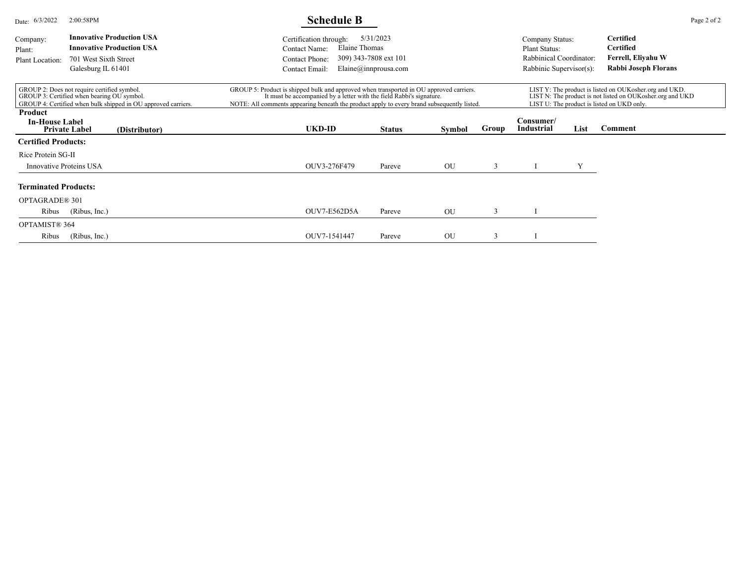Date: 6/3/2022 2:00:58PM

# Schedule B

| | | | | | |
|---|---|---|---|---|---|
| Company: | **Innovative Production USA** | Certification through: | 5/31/2023 | Company Status: | **Certified** |
| Plant: | **Innovative Production USA** | Contact Name: | Elaine Thomas | Plant Status: | **Certified** |
| Plant Location: | 701 West Sixth Street Galesburg IL 61401 | Contact Phone: | 309) 343-7808 ext 101 | Rabbinical Coordinator: | **Ferrell, Eliyahu W** |
| | | Contact Email: | Elaine@innprousa.com | Rabbinic Supervisor(s): | **Rabbi Joseph Florans** |

GROUP 2: Does not require certified symbol.
GROUP 3: Certified when bearing OU symbol.
GROUP 4: Certified when bulk shipped in OU approved carriers.
GROUP 5: Product is shipped bulk and approved when transported in OU approved carriers. It must be accompanied by a letter with the field Rabbi's signature.
NOTE: All comments appearing beneath the product apply to every brand subsequently listed.
LIST Y: The product is listed on OUKosher.org and UKD.
LIST N: The product is not listed on OUKosher.org and UKD
LIST U: The product is listed on UKD only.

| Product<br>In-House Label<br>Private Label (Distributor) | UKD-ID | Status | Symbol | Group | Consumer/<br>Industrial | List | Comment |
|---|---|---|---|---|---|---|---|
| **Certified Products:** | | | | | | | |
| Rice Protein SG-II | | | | | | | |
| Innovative Proteins USA | OUV3-276F479 | Pareve | OU | 3 | I | Y | |
| **Terminated Products:** | | | | | | | |
| OPTAGRADE® 301 | | | | | | | |
| Ribus (Ribus, Inc.) | OUV7-E562D5A | Pareve | OU | 3 | I | | |
| OPTAMIST® 364 | | | | | | | |
| Ribus (Ribus, Inc.) | OUV7-1541447 | Pareve | OU | 3 | I | | |